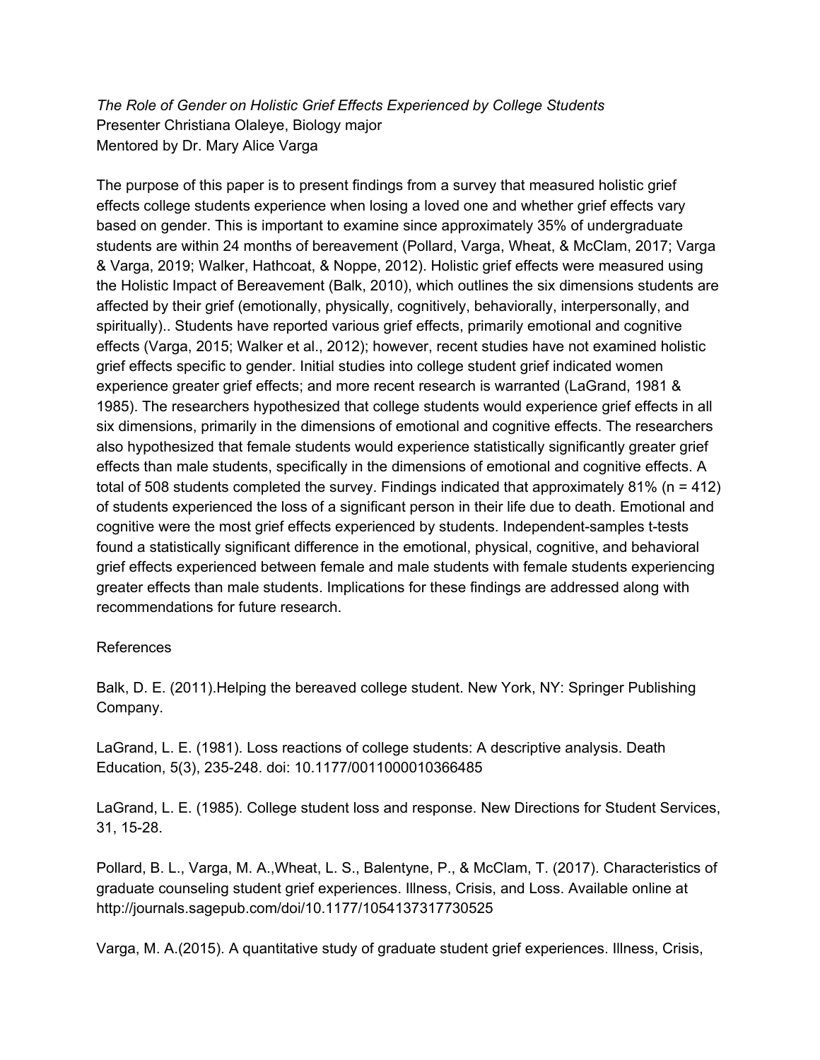*The Role of Gender on Holistic Grief Effects Experienced by College Students*
Presenter Christiana Olaleye, Biology major
Mentored by Dr. Mary Alice Varga

The purpose of this paper is to present findings from a survey that measured holistic grief effects college students experience when losing a loved one and whether grief effects vary based on gender. This is important to examine since approximately 35% of undergraduate students are within 24 months of bereavement (Pollard, Varga, Wheat, & McClam, 2017; Varga & Varga, 2019; Walker, Hathcoat, & Noppe, 2012). Holistic grief effects were measured using the Holistic Impact of Bereavement (Balk, 2010), which outlines the six dimensions students are affected by their grief (emotionally, physically, cognitively, behaviorally, interpersonally, and spiritually).. Students have reported various grief effects, primarily emotional and cognitive effects (Varga, 2015; Walker et al., 2012); however, recent studies have not examined holistic grief effects specific to gender. Initial studies into college student grief indicated women experience greater grief effects; and more recent research is warranted (LaGrand, 1981 & 1985). The researchers hypothesized that college students would experience grief effects in all six dimensions, primarily in the dimensions of emotional and cognitive effects. The researchers also hypothesized that female students would experience statistically significantly greater grief effects than male students, specifically in the dimensions of emotional and cognitive effects. A total of 508 students completed the survey. Findings indicated that approximately 81% ($n = 412$) of students experienced the loss of a significant person in their life due to death. Emotional and cognitive were the most grief effects experienced by students. Independent-samples t-tests found a statistically significant difference in the emotional, physical, cognitive, and behavioral grief effects experienced between female and male students with female students experiencing greater effects than male students. Implications for these findings are addressed along with recommendations for future research.

References

Balk, D. E. (2011).Helping the bereaved college student. New York, NY: Springer Publishing Company.

LaGrand, L. E. (1981). Loss reactions of college students: A descriptive analysis. Death Education, 5(3), 235-248. doi: 10.1177/0011000010366485

LaGrand, L. E. (1985). College student loss and response. New Directions for Student Services, 31, 15-28.

Pollard, B. L., Varga, M. A.,Wheat, L. S., Balentyne, P., & McClam, T. (2017). Characteristics of graduate counseling student grief experiences. Illness, Crisis, and Loss. Available online at http://journals.sagepub.com/doi/10.1177/1054137317730525

Varga, M. A.(2015). A quantitative study of graduate student grief experiences. Illness, Crisis,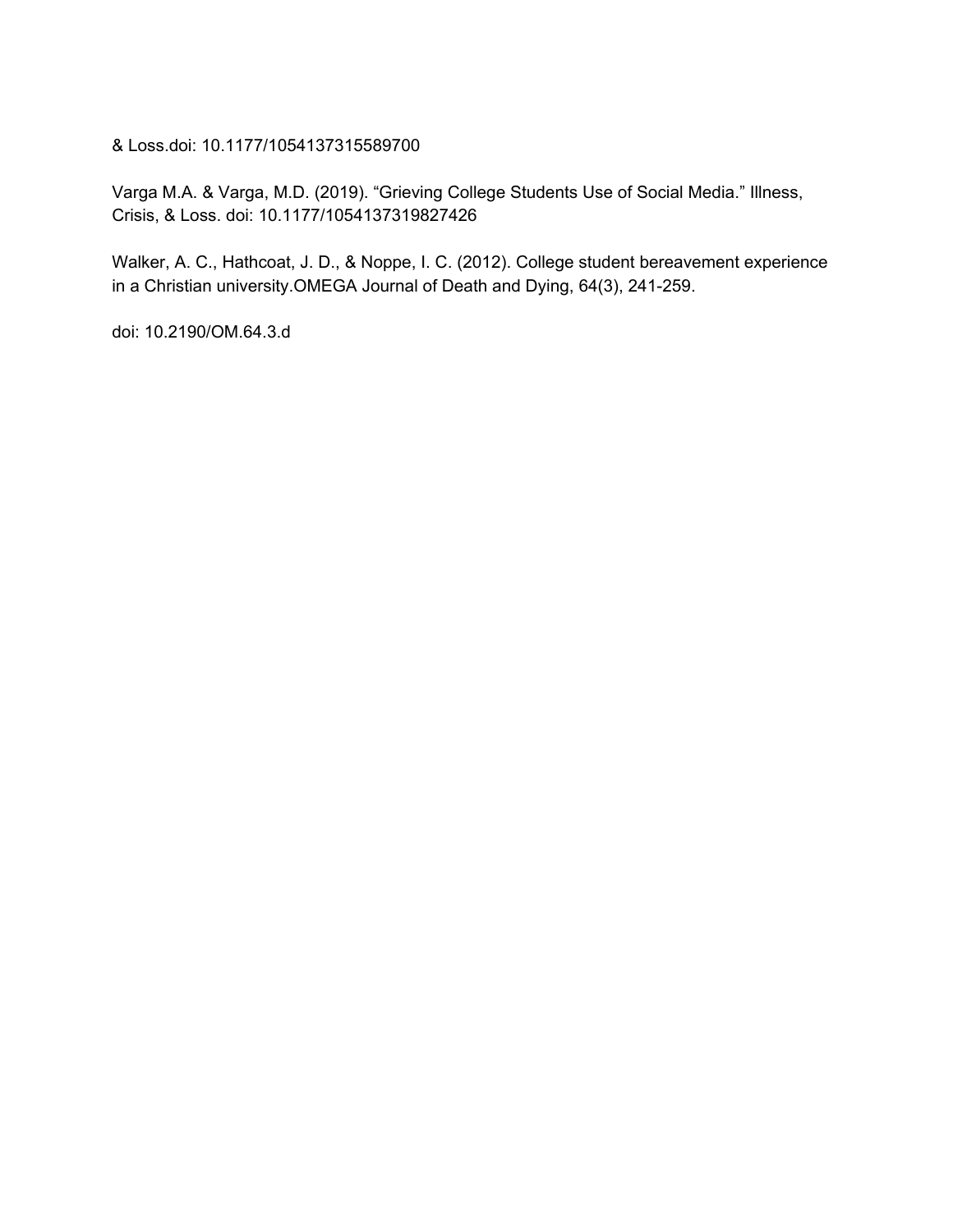& Loss.doi: 10.1177/1054137315589700

Varga M.A. & Varga, M.D. (2019). “Grieving College Students Use of Social Media.” Illness, Crisis, & Loss. doi: 10.1177/1054137319827426

Walker, A. C., Hathcoat, J. D., & Noppe, I. C. (2012). College student bereavement experience in a Christian university.OMEGA Journal of Death and Dying, 64(3), 241-259.

doi: 10.2190/OM.64.3.d